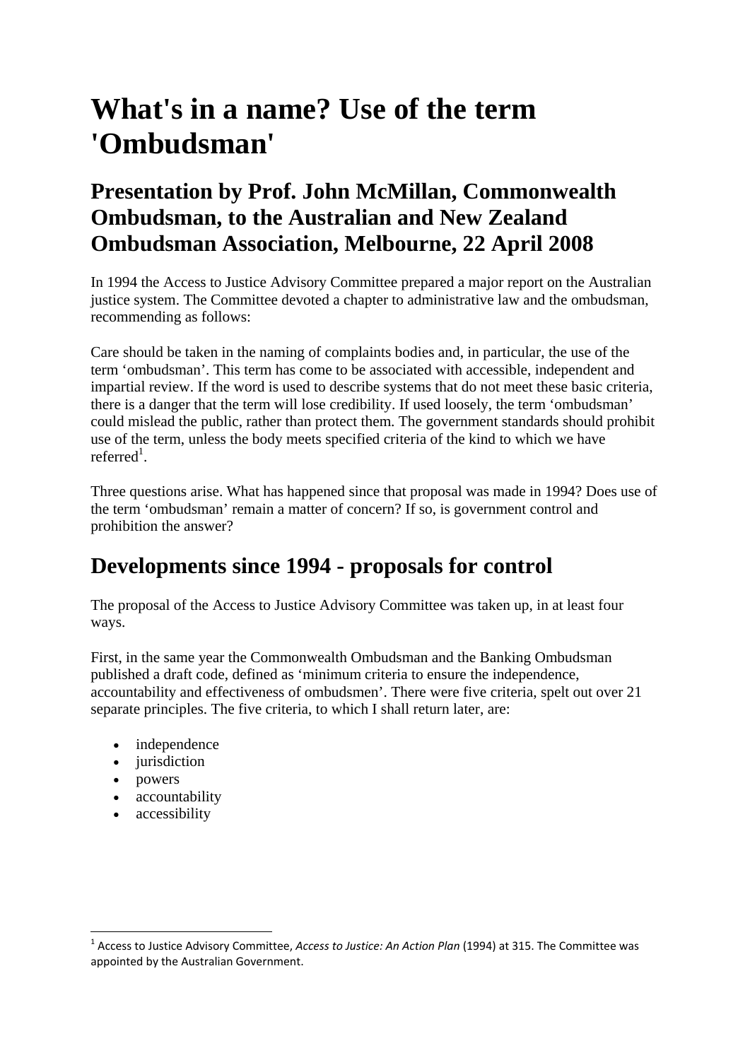# What's in a name? Use of the term 'Ombudsman'

## Presentation by Prof. John McMillan, Commonwealth Ombudsman, to the Australian and New Zealand Ombudsman Association, Melbourne, 22 April 2008

In 1994 the Access to Justice Advisory Committee prepared a major report on the Australian justice system. The Committee devoted a chapter to administrative law and the ombudsman, recommending as follows:

Care should be taken in the naming of complaints bodies and, in particular, the use of the term 'ombudsman'. This term has come to be associated with accessible, independent and impartial review. If the word is used to describe systems that do not meet these basic criteria, there is a danger that the term will lose credibility. If used loosely, the term 'ombudsman' could mislead the public, rather than protect them. The government standards should prohibit use of the term, unless the body meets specified criteria of the kind to which we have referred[1].

Three questions arise. What has happened since that proposal was made in 1994? Does use of the term 'ombudsman' remain a matter of concern? If so, is government control and prohibition the answer?

## Developments since 1994 - proposals for control

The proposal of the Access to Justice Advisory Committee was taken up, in at least four ways.

First, in the same year the Commonwealth Ombudsman and the Banking Ombudsman published a draft code, defined as 'minimum criteria to ensure the independence, accountability and effectiveness of ombudsmen'. There were five criteria, spelt out over 21 separate principles. The five criteria, to which I shall return later, are:

- independence
- jurisdiction
- powers
- accountability
- accessibility

[1] Access to Justice Advisory Committee, *Access to Justice: An Action Plan* (1994) at 315. The Committee was appointed by the Australian Government.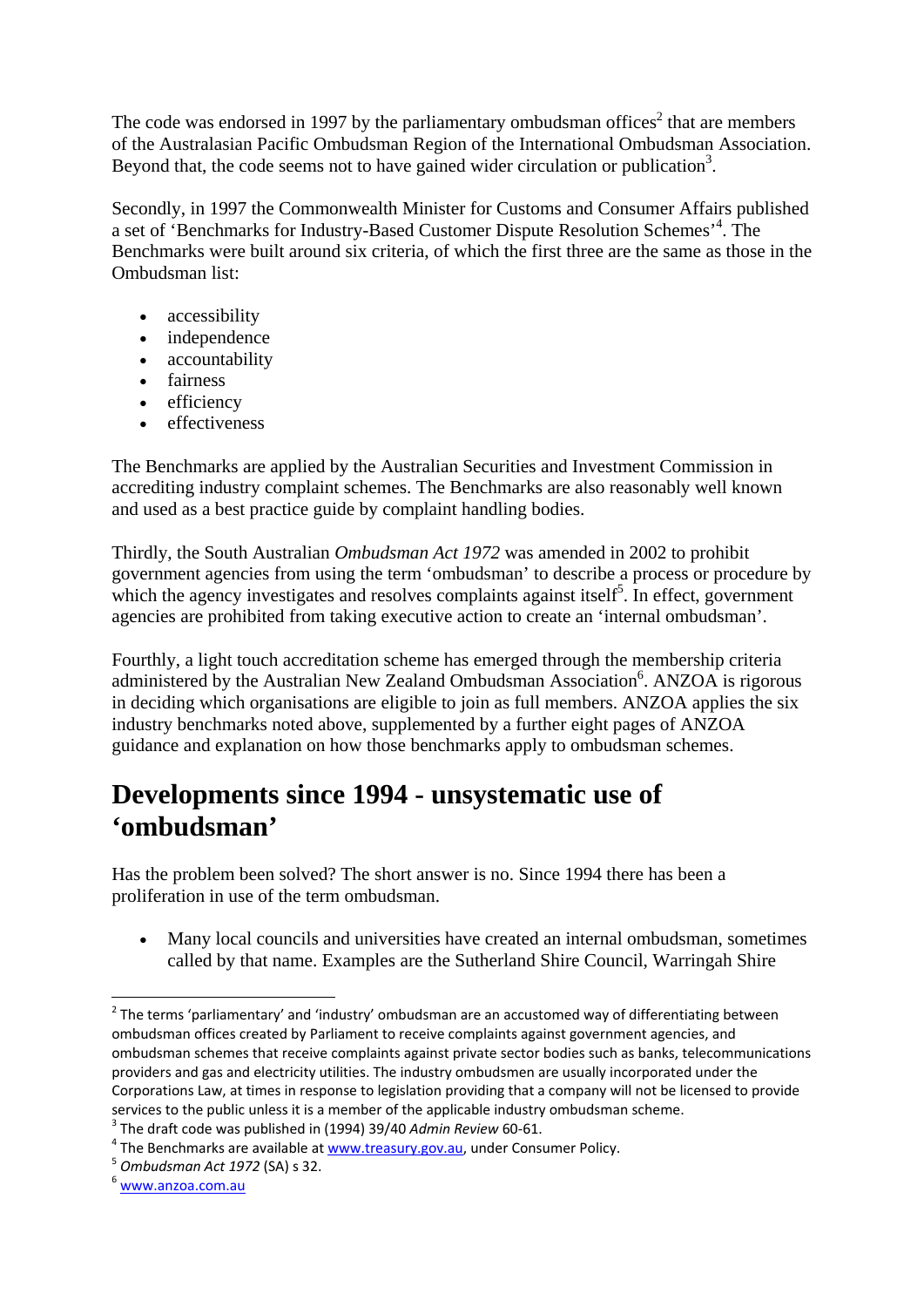The code was endorsed in 1997 by the parliamentary ombudsman offices[2] that are members of the Australasian Pacific Ombudsman Region of the International Ombudsman Association. Beyond that, the code seems not to have gained wider circulation or publication[3].

Secondly, in 1997 the Commonwealth Minister for Customs and Consumer Affairs published a set of 'Benchmarks for Industry-Based Customer Dispute Resolution Schemes'[4]. The Benchmarks were built around six criteria, of which the first three are the same as those in the Ombudsman list:

- accessibility
- independence
- accountability
- fairness
- efficiency
- effectiveness

The Benchmarks are applied by the Australian Securities and Investment Commission in accrediting industry complaint schemes. The Benchmarks are also reasonably well known and used as a best practice guide by complaint handling bodies.

Thirdly, the South Australian *Ombudsman Act 1972* was amended in 2002 to prohibit government agencies from using the term 'ombudsman' to describe a process or procedure by which the agency investigates and resolves complaints against itself[5]. In effect, government agencies are prohibited from taking executive action to create an 'internal ombudsman'.

Fourthly, a light touch accreditation scheme has emerged through the membership criteria administered by the Australian New Zealand Ombudsman Association[6]. ANZOA is rigorous in deciding which organisations are eligible to join as full members. ANZOA applies the six industry benchmarks noted above, supplemented by a further eight pages of ANZOA guidance and explanation on how those benchmarks apply to ombudsman schemes.

## Developments since 1994 - unsystematic use of 'ombudsman'

Has the problem been solved? The short answer is no. Since 1994 there has been a proliferation in use of the term ombudsman.

- Many local councils and universities have created an internal ombudsman, sometimes called by that name. Examples are the Sutherland Shire Council, Warringah Shire

---

[2] The terms 'parliamentary' and 'industry' ombudsman are an accustomed way of differentiating between ombudsman offices created by Parliament to receive complaints against government agencies, and ombudsman schemes that receive complaints against private sector bodies such as banks, telecommunications providers and gas and electricity utilities. The industry ombudsmen are usually incorporated under the Corporations Law, at times in response to legislation providing that a company will not be licensed to provide services to the public unless it is a member of the applicable industry ombudsman scheme.

[3] The draft code was published in (1994) 39/40 *Admin Review* 60-61.

[4] The Benchmarks are available at www.treasury.gov.au, under Consumer Policy.

[5] *Ombudsman Act 1972* (SA) s 32.

[6] www.anzoa.com.au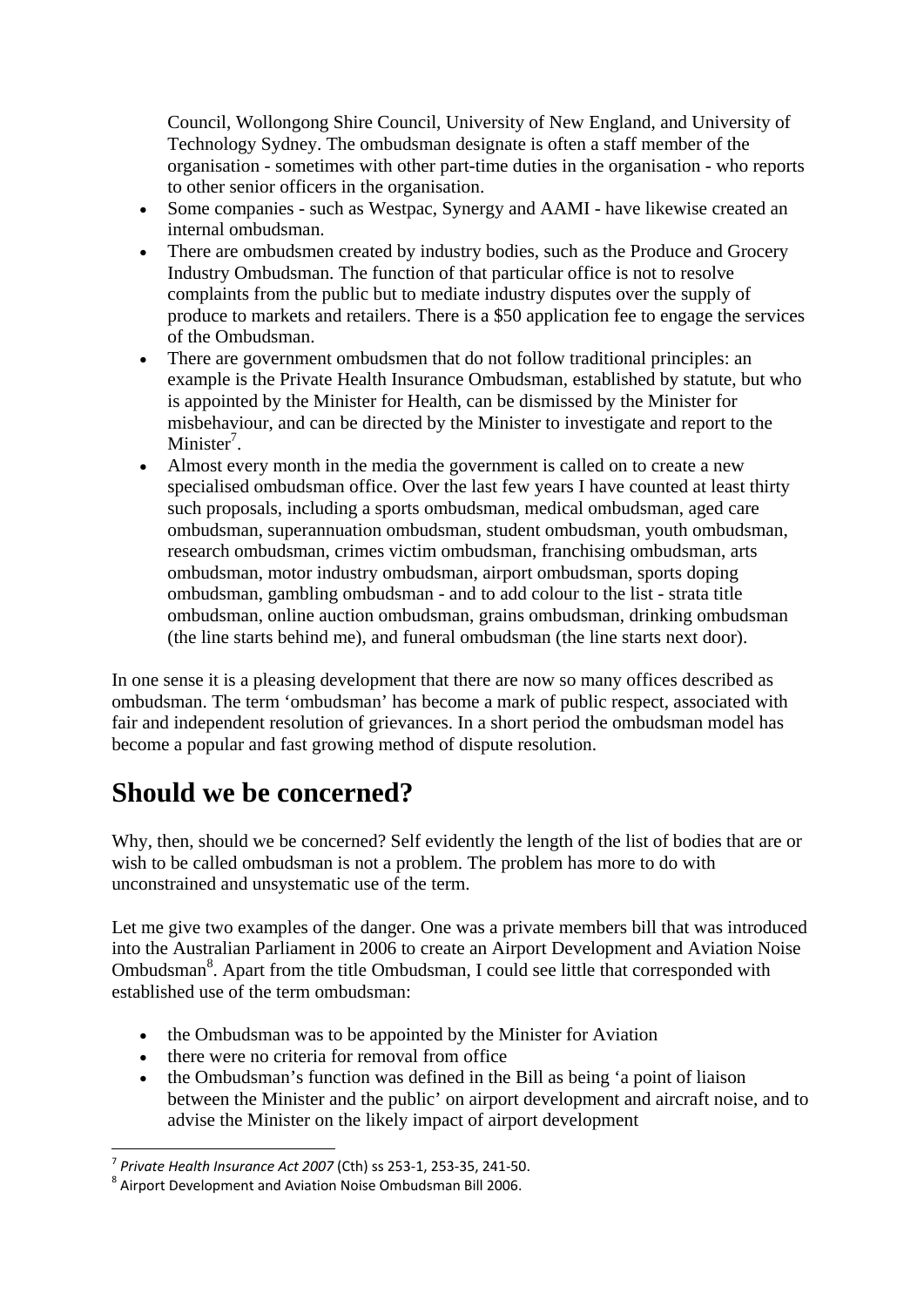Council, Wollongong Shire Council, University of New England, and University of Technology Sydney. The ombudsman designate is often a staff member of the organisation - sometimes with other part-time duties in the organisation - who reports to other senior officers in the organisation.

- Some companies - such as Westpac, Synergy and AAMI - have likewise created an internal ombudsman.
- There are ombudsmen created by industry bodies, such as the Produce and Grocery Industry Ombudsman. The function of that particular office is not to resolve complaints from the public but to mediate industry disputes over the supply of produce to markets and retailers. There is a $50 application fee to engage the services of the Ombudsman.
- There are government ombudsmen that do not follow traditional principles: an example is the Private Health Insurance Ombudsman, established by statute, but who is appointed by the Minister for Health, can be dismissed by the Minister for misbehaviour, and can be directed by the Minister to investigate and report to the Minister[7].
- Almost every month in the media the government is called on to create a new specialised ombudsman office. Over the last few years I have counted at least thirty such proposals, including a sports ombudsman, medical ombudsman, aged care ombudsman, superannuation ombudsman, student ombudsman, youth ombudsman, research ombudsman, crimes victim ombudsman, franchising ombudsman, arts ombudsman, motor industry ombudsman, airport ombudsman, sports doping ombudsman, gambling ombudsman - and to add colour to the list - strata title ombudsman, online auction ombudsman, grains ombudsman, drinking ombudsman (the line starts behind me), and funeral ombudsman (the line starts next door).

In one sense it is a pleasing development that there are now so many offices described as ombudsman. The term 'ombudsman' has become a mark of public respect, associated with fair and independent resolution of grievances. In a short period the ombudsman model has become a popular and fast growing method of dispute resolution.

# Should we be concerned?

Why, then, should we be concerned? Self evidently the length of the list of bodies that are or wish to be called ombudsman is not a problem. The problem has more to do with unconstrained and unsystematic use of the term.

Let me give two examples of the danger. One was a private members bill that was introduced into the Australian Parliament in 2006 to create an Airport Development and Aviation Noise Ombudsman[8]. Apart from the title Ombudsman, I could see little that corresponded with established use of the term ombudsman:

- the Ombudsman was to be appointed by the Minister for Aviation
- there were no criteria for removal from office
- the Ombudsman's function was defined in the Bill as being 'a point of liaison between the Minister and the public' on airport development and aircraft noise, and to advise the Minister on the likely impact of airport development

---

[7] *Private Health Insurance Act 2007* (Cth) ss 253-1, 253-35, 241-50.

[8] Airport Development and Aviation Noise Ombudsman Bill 2006.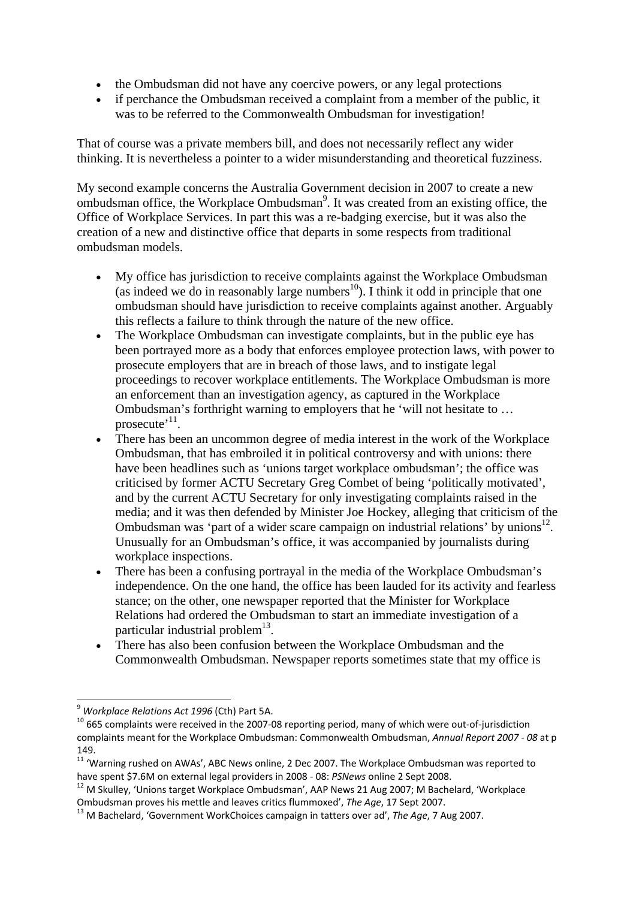- the Ombudsman did not have any coercive powers, or any legal protections
- if perchance the Ombudsman received a complaint from a member of the public, it was to be referred to the Commonwealth Ombudsman for investigation!

That of course was a private members bill, and does not necessarily reflect any wider thinking. It is nevertheless a pointer to a wider misunderstanding and theoretical fuzziness.

My second example concerns the Australia Government decision in 2007 to create a new ombudsman office, the Workplace Ombudsman[9]. It was created from an existing office, the Office of Workplace Services. In part this was a re-badging exercise, but it was also the creation of a new and distinctive office that departs in some respects from traditional ombudsman models.

- My office has jurisdiction to receive complaints against the Workplace Ombudsman (as indeed we do in reasonably large numbers[10]). I think it odd in principle that one ombudsman should have jurisdiction to receive complaints against another. Arguably this reflects a failure to think through the nature of the new office.
- The Workplace Ombudsman can investigate complaints, but in the public eye has been portrayed more as a body that enforces employee protection laws, with power to prosecute employers that are in breach of those laws, and to instigate legal proceedings to recover workplace entitlements. The Workplace Ombudsman is more an enforcement than an investigation agency, as captured in the Workplace Ombudsman's forthright warning to employers that he 'will not hesitate to … prosecute'[11].
- There has been an uncommon degree of media interest in the work of the Workplace Ombudsman, that has embroiled it in political controversy and with unions: there have been headlines such as 'unions target workplace ombudsman'; the office was criticised by former ACTU Secretary Greg Combet of being 'politically motivated', and by the current ACTU Secretary for only investigating complaints raised in the media; and it was then defended by Minister Joe Hockey, alleging that criticism of the Ombudsman was 'part of a wider scare campaign on industrial relations' by unions[12]. Unusually for an Ombudsman's office, it was accompanied by journalists during workplace inspections.
- There has been a confusing portrayal in the media of the Workplace Ombudsman's independence. On the one hand, the office has been lauded for its activity and fearless stance; on the other, one newspaper reported that the Minister for Workplace Relations had ordered the Ombudsman to start an immediate investigation of a particular industrial problem[13].
- There has also been confusion between the Workplace Ombudsman and the Commonwealth Ombudsman. Newspaper reports sometimes state that my office is

---

[9] *Workplace Relations Act 1996* (Cth) Part 5A.

[10] 665 complaints were received in the 2007-08 reporting period, many of which were out-of-jurisdiction complaints meant for the Workplace Ombudsman: Commonwealth Ombudsman, *Annual Report 2007 - 08* at p 149.

[11] 'Warning rushed on AWAs', ABC News online, 2 Dec 2007. The Workplace Ombudsman was reported to have spent $7.6M on external legal providers in 2008 - 08: *PSNews* online 2 Sept 2008.

[12] M Skulley, 'Unions target Workplace Ombudsman', AAP News 21 Aug 2007; M Bachelard, 'Workplace Ombudsman proves his mettle and leaves critics flummoxed', *The Age*, 17 Sept 2007.

[13] M Bachelard, 'Government WorkChoices campaign in tatters over ad', *The Age*, 7 Aug 2007.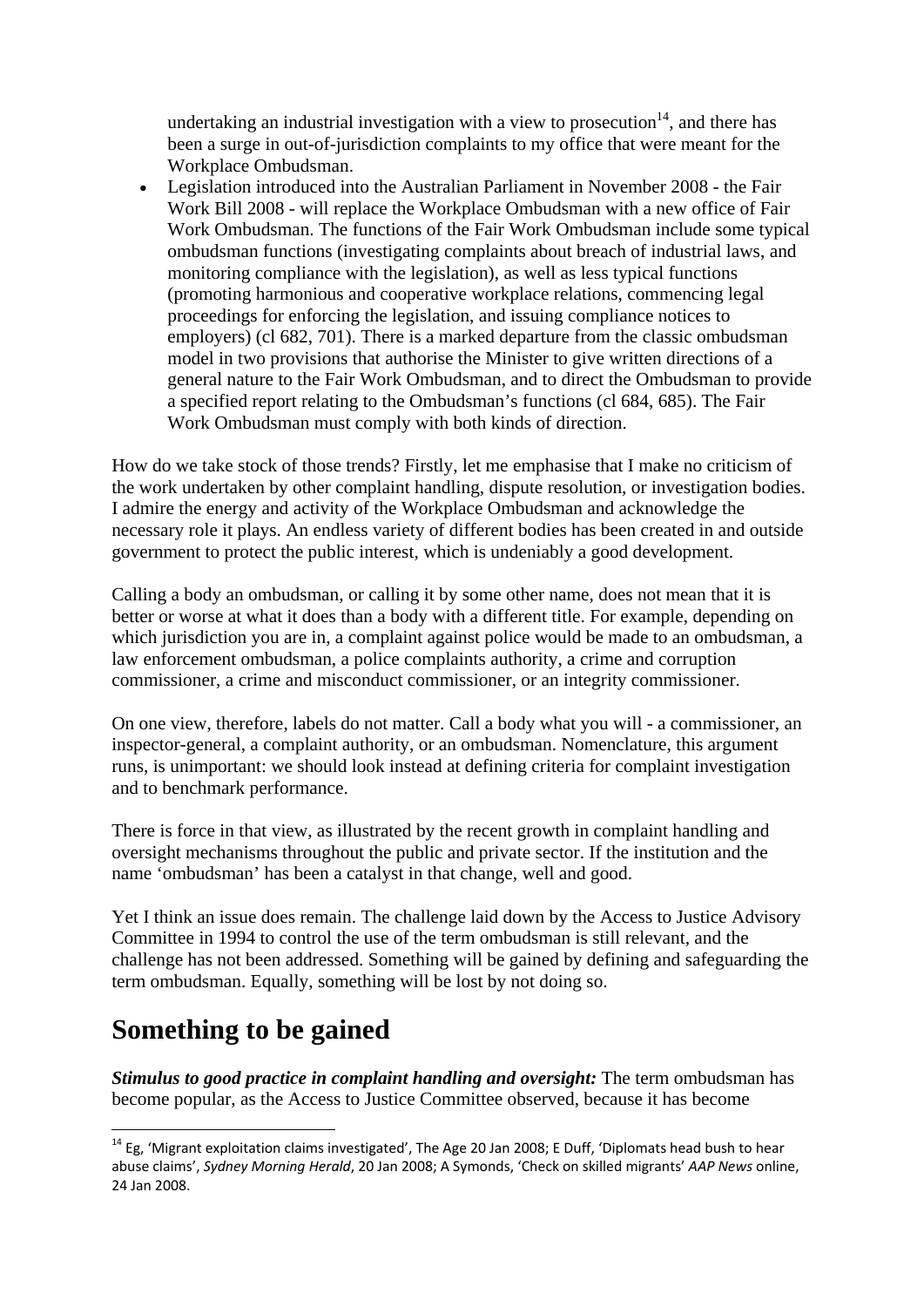undertaking an industrial investigation with a view to prosecution[14], and there has been a surge in out-of-jurisdiction complaints to my office that were meant for the Workplace Ombudsman.

- Legislation introduced into the Australian Parliament in November 2008 - the Fair Work Bill 2008 - will replace the Workplace Ombudsman with a new office of Fair Work Ombudsman. The functions of the Fair Work Ombudsman include some typical ombudsman functions (investigating complaints about breach of industrial laws, and monitoring compliance with the legislation), as well as less typical functions (promoting harmonious and cooperative workplace relations, commencing legal proceedings for enforcing the legislation, and issuing compliance notices to employers) (cl 682, 701). There is a marked departure from the classic ombudsman model in two provisions that authorise the Minister to give written directions of a general nature to the Fair Work Ombudsman, and to direct the Ombudsman to provide a specified report relating to the Ombudsman's functions (cl 684, 685). The Fair Work Ombudsman must comply with both kinds of direction.

How do we take stock of those trends? Firstly, let me emphasise that I make no criticism of the work undertaken by other complaint handling, dispute resolution, or investigation bodies. I admire the energy and activity of the Workplace Ombudsman and acknowledge the necessary role it plays. An endless variety of different bodies has been created in and outside government to protect the public interest, which is undeniably a good development.

Calling a body an ombudsman, or calling it by some other name, does not mean that it is better or worse at what it does than a body with a different title. For example, depending on which jurisdiction you are in, a complaint against police would be made to an ombudsman, a law enforcement ombudsman, a police complaints authority, a crime and corruption commissioner, a crime and misconduct commissioner, or an integrity commissioner.

On one view, therefore, labels do not matter. Call a body what you will - a commissioner, an inspector-general, a complaint authority, or an ombudsman. Nomenclature, this argument runs, is unimportant: we should look instead at defining criteria for complaint investigation and to benchmark performance.

There is force in that view, as illustrated by the recent growth in complaint handling and oversight mechanisms throughout the public and private sector. If the institution and the name 'ombudsman' has been a catalyst in that change, well and good.

Yet I think an issue does remain. The challenge laid down by the Access to Justice Advisory Committee in 1994 to control the use of the term ombudsman is still relevant, and the challenge has not been addressed. Something will be gained by defining and safeguarding the term ombudsman. Equally, something will be lost by not doing so.

# Something to be gained

***Stimulus to good practice in complaint handling and oversight:*** The term ombudsman has become popular, as the Access to Justice Committee observed, because it has become

---

[14] Eg, 'Migrant exploitation claims investigated', The Age 20 Jan 2008; E Duff, 'Diplomats head bush to hear abuse claims', *Sydney Morning Herald*, 20 Jan 2008; A Symonds, 'Check on skilled migrants' *AAP News* online, 24 Jan 2008.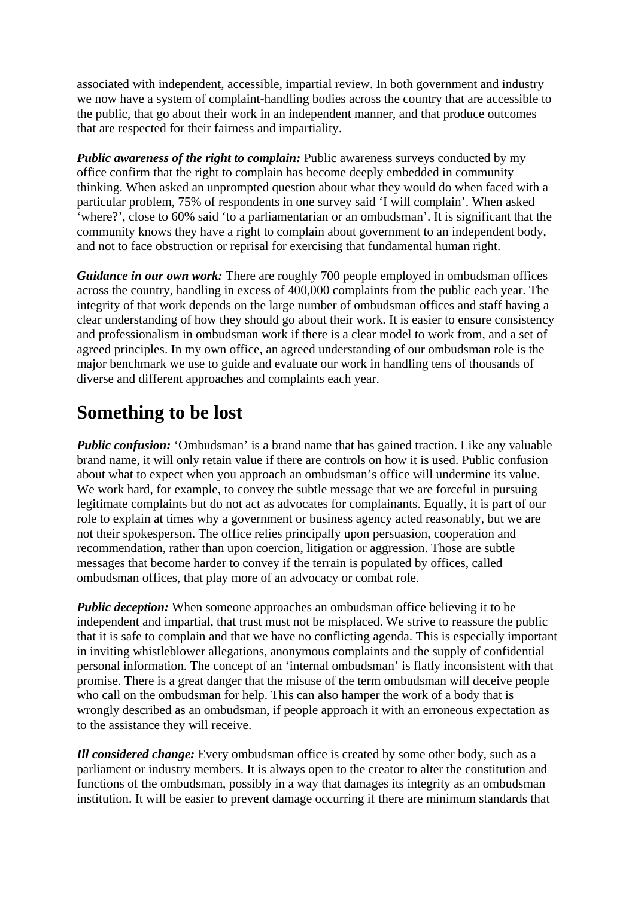associated with independent, accessible, impartial review. In both government and industry we now have a system of complaint-handling bodies across the country that are accessible to the public, that go about their work in an independent manner, and that produce outcomes that are respected for their fairness and impartiality.

***Public awareness of the right to complain:*** Public awareness surveys conducted by my office confirm that the right to complain has become deeply embedded in community thinking. When asked an unprompted question about what they would do when faced with a particular problem, 75% of respondents in one survey said 'I will complain'. When asked 'where?', close to 60% said 'to a parliamentarian or an ombudsman'. It is significant that the community knows they have a right to complain about government to an independent body, and not to face obstruction or reprisal for exercising that fundamental human right.

***Guidance in our own work:*** There are roughly 700 people employed in ombudsman offices across the country, handling in excess of 400,000 complaints from the public each year. The integrity of that work depends on the large number of ombudsman offices and staff having a clear understanding of how they should go about their work. It is easier to ensure consistency and professionalism in ombudsman work if there is a clear model to work from, and a set of agreed principles. In my own office, an agreed understanding of our ombudsman role is the major benchmark we use to guide and evaluate our work in handling tens of thousands of diverse and different approaches and complaints each year.

# Something to be lost

***Public confusion:*** 'Ombudsman' is a brand name that has gained traction. Like any valuable brand name, it will only retain value if there are controls on how it is used. Public confusion about what to expect when you approach an ombudsman's office will undermine its value. We work hard, for example, to convey the subtle message that we are forceful in pursuing legitimate complaints but do not act as advocates for complainants. Equally, it is part of our role to explain at times why a government or business agency acted reasonably, but we are not their spokesperson. The office relies principally upon persuasion, cooperation and recommendation, rather than upon coercion, litigation or aggression. Those are subtle messages that become harder to convey if the terrain is populated by offices, called ombudsman offices, that play more of an advocacy or combat role.

***Public deception:*** When someone approaches an ombudsman office believing it to be independent and impartial, that trust must not be misplaced. We strive to reassure the public that it is safe to complain and that we have no conflicting agenda. This is especially important in inviting whistleblower allegations, anonymous complaints and the supply of confidential personal information. The concept of an 'internal ombudsman' is flatly inconsistent with that promise. There is a great danger that the misuse of the term ombudsman will deceive people who call on the ombudsman for help. This can also hamper the work of a body that is wrongly described as an ombudsman, if people approach it with an erroneous expectation as to the assistance they will receive.

***Ill considered change:*** Every ombudsman office is created by some other body, such as a parliament or industry members. It is always open to the creator to alter the constitution and functions of the ombudsman, possibly in a way that damages its integrity as an ombudsman institution. It will be easier to prevent damage occurring if there are minimum standards that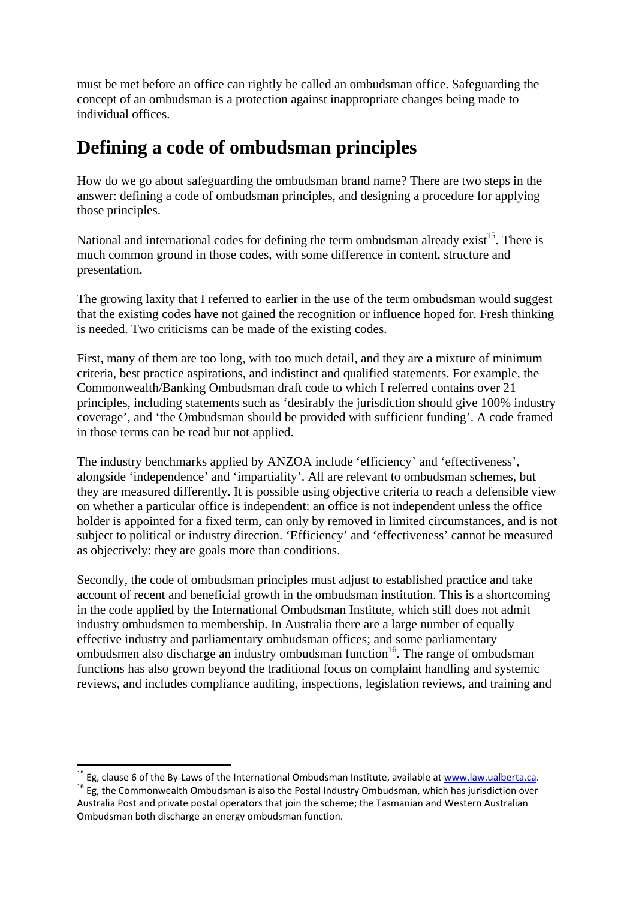must be met before an office can rightly be called an ombudsman office. Safeguarding the concept of an ombudsman is a protection against inappropriate changes being made to individual offices.

# Defining a code of ombudsman principles

How do we go about safeguarding the ombudsman brand name? There are two steps in the answer: defining a code of ombudsman principles, and designing a procedure for applying those principles.

National and international codes for defining the term ombudsman already exist[15]. There is much common ground in those codes, with some difference in content, structure and presentation.

The growing laxity that I referred to earlier in the use of the term ombudsman would suggest that the existing codes have not gained the recognition or influence hoped for. Fresh thinking is needed. Two criticisms can be made of the existing codes.

First, many of them are too long, with too much detail, and they are a mixture of minimum criteria, best practice aspirations, and indistinct and qualified statements. For example, the Commonwealth/Banking Ombudsman draft code to which I referred contains over 21 principles, including statements such as 'desirably the jurisdiction should give 100% industry coverage', and 'the Ombudsman should be provided with sufficient funding'. A code framed in those terms can be read but not applied.

The industry benchmarks applied by ANZOA include 'efficiency' and 'effectiveness', alongside 'independence' and 'impartiality'. All are relevant to ombudsman schemes, but they are measured differently. It is possible using objective criteria to reach a defensible view on whether a particular office is independent: an office is not independent unless the office holder is appointed for a fixed term, can only by removed in limited circumstances, and is not subject to political or industry direction. 'Efficiency' and 'effectiveness' cannot be measured as objectively: they are goals more than conditions.

Secondly, the code of ombudsman principles must adjust to established practice and take account of recent and beneficial growth in the ombudsman institution. This is a shortcoming in the code applied by the International Ombudsman Institute, which still does not admit industry ombudsmen to membership. In Australia there are a large number of equally effective industry and parliamentary ombudsman offices; and some parliamentary ombudsmen also discharge an industry ombudsman function[16]. The range of ombudsman functions has also grown beyond the traditional focus on complaint handling and systemic reviews, and includes compliance auditing, inspections, legislation reviews, and training and

---

[15] Eg, clause 6 of the By-Laws of the International Ombudsman Institute, available at www.law.ualberta.ca.

[16] Eg, the Commonwealth Ombudsman is also the Postal Industry Ombudsman, which has jurisdiction over Australia Post and private postal operators that join the scheme; the Tasmanian and Western Australian Ombudsman both discharge an energy ombudsman function.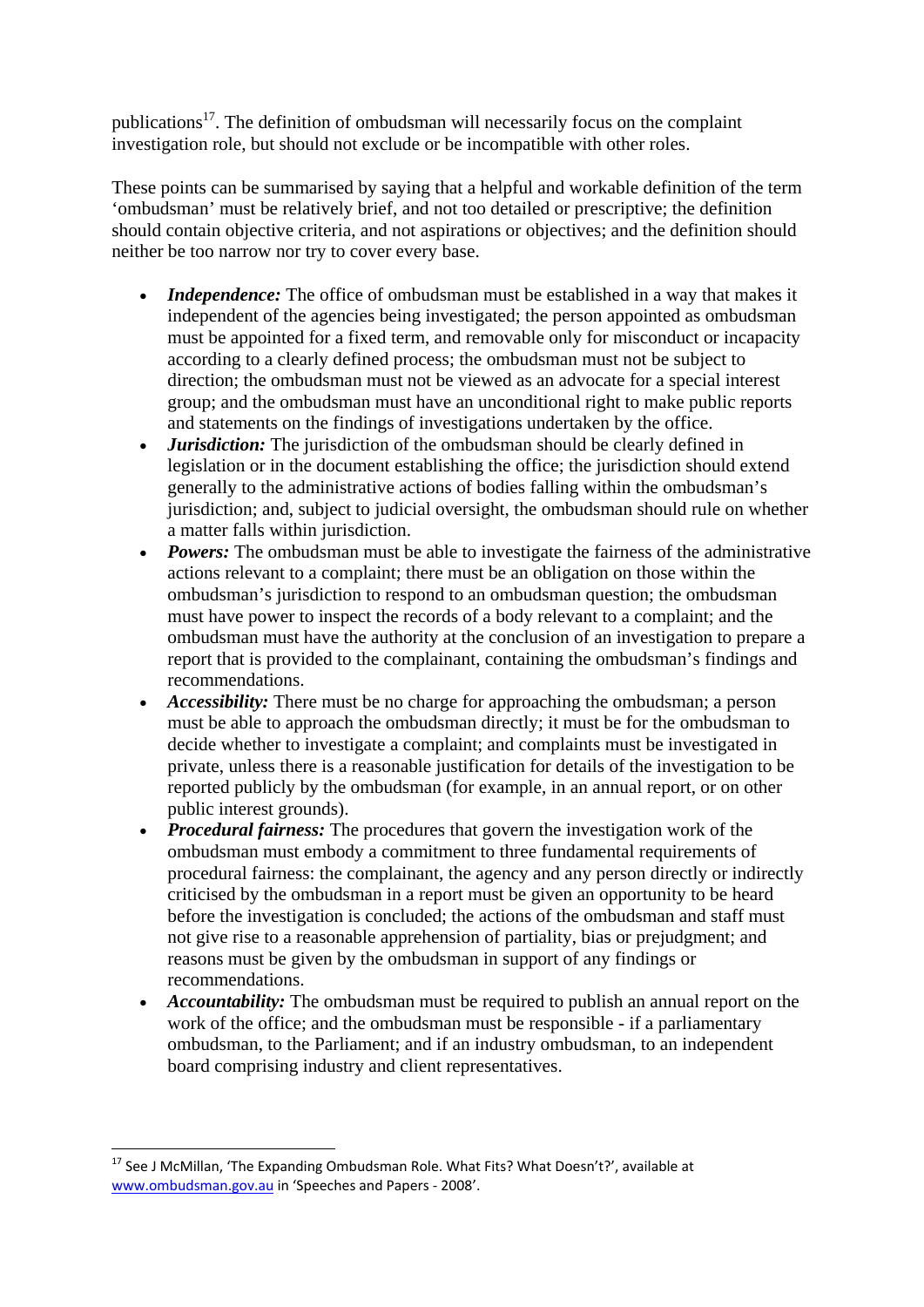publications[17]. The definition of ombudsman will necessarily focus on the complaint investigation role, but should not exclude or be incompatible with other roles.

These points can be summarised by saying that a helpful and workable definition of the term 'ombudsman' must be relatively brief, and not too detailed or prescriptive; the definition should contain objective criteria, and not aspirations or objectives; and the definition should neither be too narrow nor try to cover every base.

- ***Independence:*** The office of ombudsman must be established in a way that makes it independent of the agencies being investigated; the person appointed as ombudsman must be appointed for a fixed term, and removable only for misconduct or incapacity according to a clearly defined process; the ombudsman must not be subject to direction; the ombudsman must not be viewed as an advocate for a special interest group; and the ombudsman must have an unconditional right to make public reports and statements on the findings of investigations undertaken by the office.
- ***Jurisdiction:*** The jurisdiction of the ombudsman should be clearly defined in legislation or in the document establishing the office; the jurisdiction should extend generally to the administrative actions of bodies falling within the ombudsman's jurisdiction; and, subject to judicial oversight, the ombudsman should rule on whether a matter falls within jurisdiction.
- ***Powers:*** The ombudsman must be able to investigate the fairness of the administrative actions relevant to a complaint; there must be an obligation on those within the ombudsman's jurisdiction to respond to an ombudsman question; the ombudsman must have power to inspect the records of a body relevant to a complaint; and the ombudsman must have the authority at the conclusion of an investigation to prepare a report that is provided to the complainant, containing the ombudsman's findings and recommendations.
- ***Accessibility:*** There must be no charge for approaching the ombudsman; a person must be able to approach the ombudsman directly; it must be for the ombudsman to decide whether to investigate a complaint; and complaints must be investigated in private, unless there is a reasonable justification for details of the investigation to be reported publicly by the ombudsman (for example, in an annual report, or on other public interest grounds).
- ***Procedural fairness:*** The procedures that govern the investigation work of the ombudsman must embody a commitment to three fundamental requirements of procedural fairness: the complainant, the agency and any person directly or indirectly criticised by the ombudsman in a report must be given an opportunity to be heard before the investigation is concluded; the actions of the ombudsman and staff must not give rise to a reasonable apprehension of partiality, bias or prejudgment; and reasons must be given by the ombudsman in support of any findings or recommendations.
- ***Accountability:*** The ombudsman must be required to publish an annual report on the work of the office; and the ombudsman must be responsible - if a parliamentary ombudsman, to the Parliament; and if an industry ombudsman, to an independent board comprising industry and client representatives.

---

[17] See J McMillan, 'The Expanding Ombudsman Role. What Fits? What Doesn't?', available at www.ombudsman.gov.au in 'Speeches and Papers - 2008'.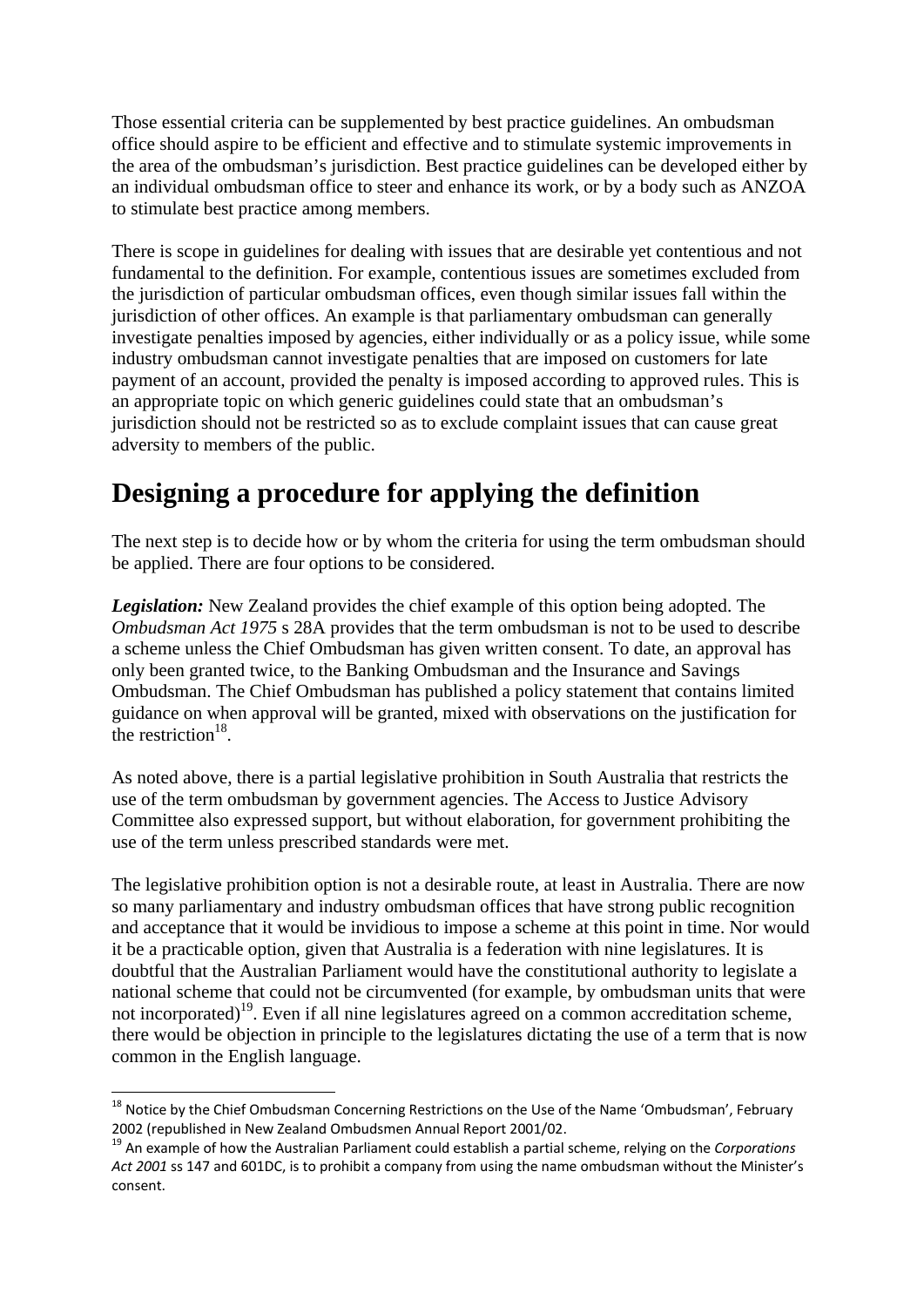Those essential criteria can be supplemented by best practice guidelines. An ombudsman office should aspire to be efficient and effective and to stimulate systemic improvements in the area of the ombudsman's jurisdiction. Best practice guidelines can be developed either by an individual ombudsman office to steer and enhance its work, or by a body such as ANZOA to stimulate best practice among members.

There is scope in guidelines for dealing with issues that are desirable yet contentious and not fundamental to the definition. For example, contentious issues are sometimes excluded from the jurisdiction of particular ombudsman offices, even though similar issues fall within the jurisdiction of other offices. An example is that parliamentary ombudsman can generally investigate penalties imposed by agencies, either individually or as a policy issue, while some industry ombudsman cannot investigate penalties that are imposed on customers for late payment of an account, provided the penalty is imposed according to approved rules. This is an appropriate topic on which generic guidelines could state that an ombudsman's jurisdiction should not be restricted so as to exclude complaint issues that can cause great adversity to members of the public.

# Designing a procedure for applying the definition

The next step is to decide how or by whom the criteria for using the term ombudsman should be applied. There are four options to be considered.

***Legislation:*** New Zealand provides the chief example of this option being adopted. The *Ombudsman Act 1975* s 28A provides that the term ombudsman is not to be used to describe a scheme unless the Chief Ombudsman has given written consent. To date, an approval has only been granted twice, to the Banking Ombudsman and the Insurance and Savings Ombudsman. The Chief Ombudsman has published a policy statement that contains limited guidance on when approval will be granted, mixed with observations on the justification for the restriction[18].

As noted above, there is a partial legislative prohibition in South Australia that restricts the use of the term ombudsman by government agencies. The Access to Justice Advisory Committee also expressed support, but without elaboration, for government prohibiting the use of the term unless prescribed standards were met.

The legislative prohibition option is not a desirable route, at least in Australia. There are now so many parliamentary and industry ombudsman offices that have strong public recognition and acceptance that it would be invidious to impose a scheme at this point in time. Nor would it be a practicable option, given that Australia is a federation with nine legislatures. It is doubtful that the Australian Parliament would have the constitutional authority to legislate a national scheme that could not be circumvented (for example, by ombudsman units that were not incorporated)[19]. Even if all nine legislatures agreed on a common accreditation scheme, there would be objection in principle to the legislatures dictating the use of a term that is now common in the English language.

---

[18] Notice by the Chief Ombudsman Concerning Restrictions on the Use of the Name 'Ombudsman', February 2002 (republished in New Zealand Ombudsmen Annual Report 2001/02.

[19] An example of how the Australian Parliament could establish a partial scheme, relying on the *Corporations Act 2001* ss 147 and 601DC, is to prohibit a company from using the name ombudsman without the Minister's consent.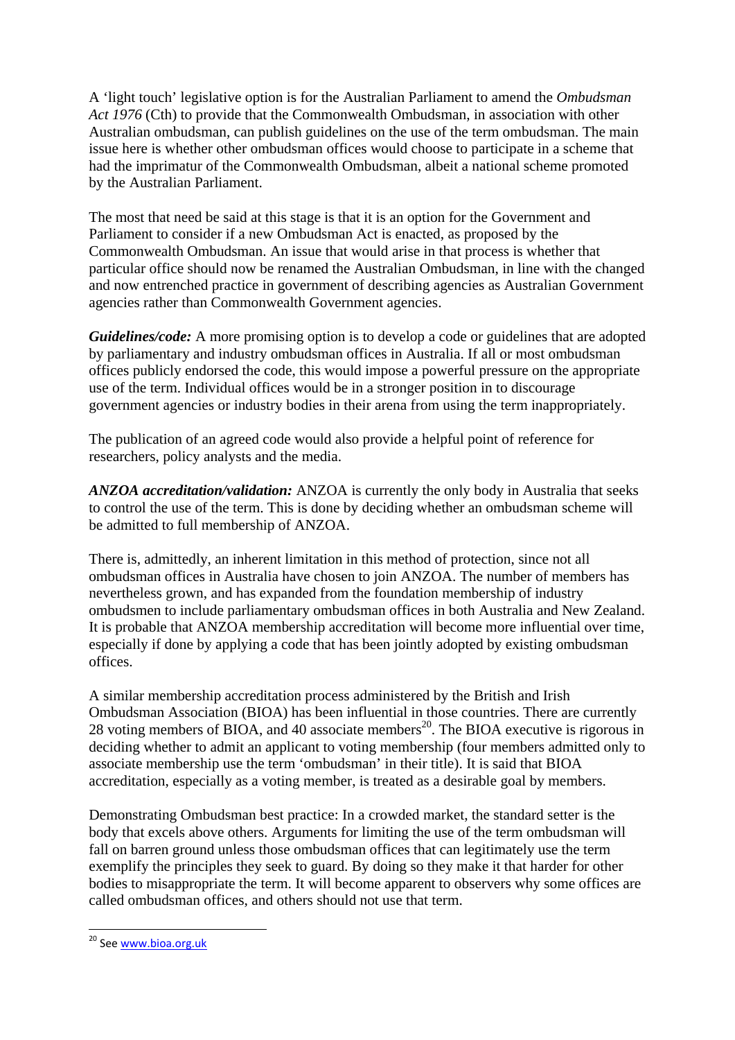A 'light touch' legislative option is for the Australian Parliament to amend the *Ombudsman Act 1976* (Cth) to provide that the Commonwealth Ombudsman, in association with other Australian ombudsman, can publish guidelines on the use of the term ombudsman. The main issue here is whether other ombudsman offices would choose to participate in a scheme that had the imprimatur of the Commonwealth Ombudsman, albeit a national scheme promoted by the Australian Parliament.

The most that need be said at this stage is that it is an option for the Government and Parliament to consider if a new Ombudsman Act is enacted, as proposed by the Commonwealth Ombudsman. An issue that would arise in that process is whether that particular office should now be renamed the Australian Ombudsman, in line with the changed and now entrenched practice in government of describing agencies as Australian Government agencies rather than Commonwealth Government agencies.

***Guidelines/code:*** A more promising option is to develop a code or guidelines that are adopted by parliamentary and industry ombudsman offices in Australia. If all or most ombudsman offices publicly endorsed the code, this would impose a powerful pressure on the appropriate use of the term. Individual offices would be in a stronger position in to discourage government agencies or industry bodies in their arena from using the term inappropriately.

The publication of an agreed code would also provide a helpful point of reference for researchers, policy analysts and the media.

***ANZOA accreditation/validation:*** ANZOA is currently the only body in Australia that seeks to control the use of the term. This is done by deciding whether an ombudsman scheme will be admitted to full membership of ANZOA.

There is, admittedly, an inherent limitation in this method of protection, since not all ombudsman offices in Australia have chosen to join ANZOA. The number of members has nevertheless grown, and has expanded from the foundation membership of industry ombudsmen to include parliamentary ombudsman offices in both Australia and New Zealand. It is probable that ANZOA membership accreditation will become more influential over time, especially if done by applying a code that has been jointly adopted by existing ombudsman offices.

A similar membership accreditation process administered by the British and Irish Ombudsman Association (BIOA) has been influential in those countries. There are currently 28 voting members of BIOA, and 40 associate members[20]. The BIOA executive is rigorous in deciding whether to admit an applicant to voting membership (four members admitted only to associate membership use the term 'ombudsman' in their title). It is said that BIOA accreditation, especially as a voting member, is treated as a desirable goal by members.

Demonstrating Ombudsman best practice: In a crowded market, the standard setter is the body that excels above others. Arguments for limiting the use of the term ombudsman will fall on barren ground unless those ombudsman offices that can legitimately use the term exemplify the principles they seek to guard. By doing so they make it that harder for other bodies to misappropriate the term. It will become apparent to observers why some offices are called ombudsman offices, and others should not use that term.

---

[20] See www.bioa.org.uk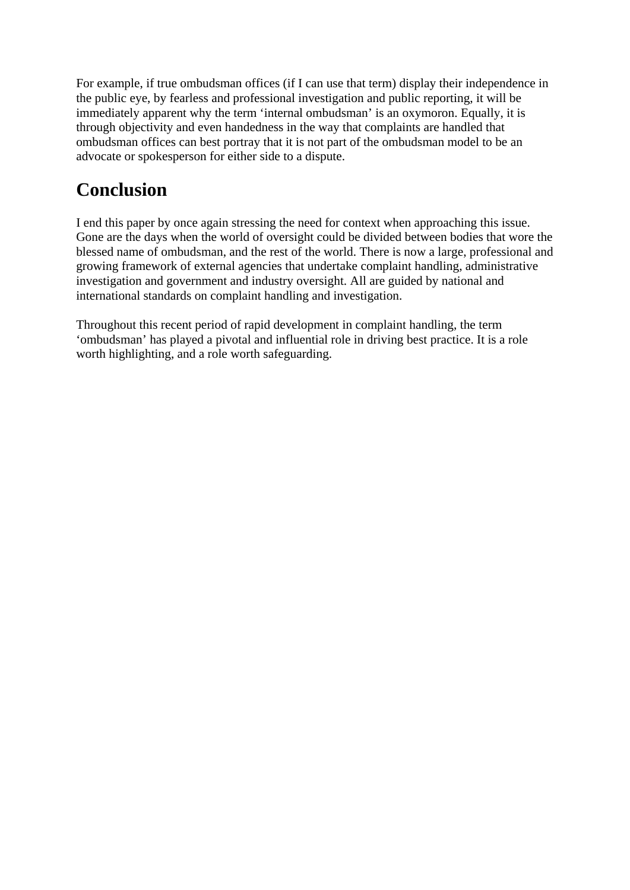For example, if true ombudsman offices (if I can use that term) display their independence in the public eye, by fearless and professional investigation and public reporting, it will be immediately apparent why the term 'internal ombudsman' is an oxymoron. Equally, it is through objectivity and even handedness in the way that complaints are handled that ombudsman offices can best portray that it is not part of the ombudsman model to be an advocate or spokesperson for either side to a dispute.

## Conclusion

I end this paper by once again stressing the need for context when approaching this issue. Gone are the days when the world of oversight could be divided between bodies that wore the blessed name of ombudsman, and the rest of the world. There is now a large, professional and growing framework of external agencies that undertake complaint handling, administrative investigation and government and industry oversight. All are guided by national and international standards on complaint handling and investigation.

Throughout this recent period of rapid development in complaint handling, the term 'ombudsman' has played a pivotal and influential role in driving best practice. It is a role worth highlighting, and a role worth safeguarding.